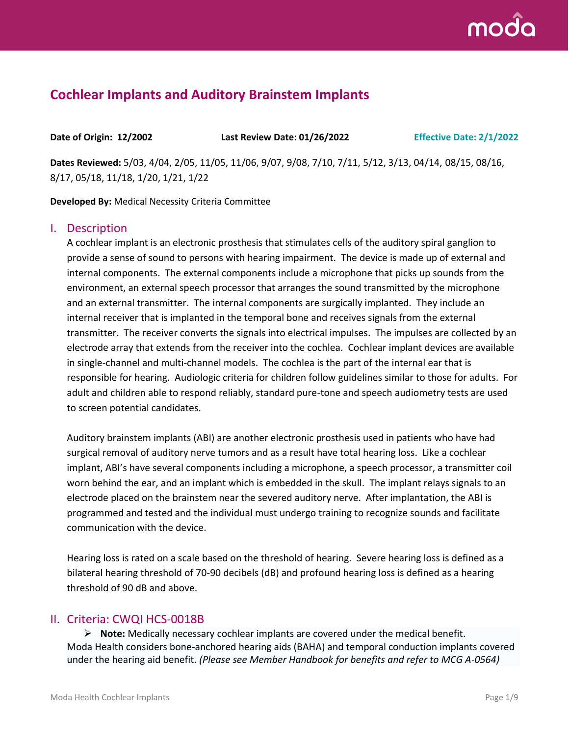# Cochlear Implants and Auditory Brainstem Implants

**Date of Origin: 12/2002** **Last Review Date: 01/26/2022** **Effective Date: 2/1/2022**

**Dates Reviewed:** 5/03, 4/04, 2/05, 11/05, 11/06, 9/07, 9/08, 7/10, 7/11, 5/12, 3/13, 04/14, 08/15, 08/16, 8/17, 05/18, 11/18, 1/20, 1/21, 1/22

**Developed By:** Medical Necessity Criteria Committee

## I. Description

A cochlear implant is an electronic prosthesis that stimulates cells of the auditory spiral ganglion to provide a sense of sound to persons with hearing impairment. The device is made up of external and internal components. The external components include a microphone that picks up sounds from the environment, an external speech processor that arranges the sound transmitted by the microphone and an external transmitter. The internal components are surgically implanted. They include an internal receiver that is implanted in the temporal bone and receives signals from the external transmitter. The receiver converts the signals into electrical impulses. The impulses are collected by an electrode array that extends from the receiver into the cochlea. Cochlear implant devices are available in single-channel and multi-channel models. The cochlea is the part of the internal ear that is responsible for hearing. Audiologic criteria for children follow guidelines similar to those for adults. For adult and children able to respond reliably, standard pure-tone and speech audiometry tests are used to screen potential candidates.

Auditory brainstem implants (ABI) are another electronic prosthesis used in patients who have had surgical removal of auditory nerve tumors and as a result have total hearing loss. Like a cochlear implant, ABI's have several components including a microphone, a speech processor, a transmitter coil worn behind the ear, and an implant which is embedded in the skull. The implant relays signals to an electrode placed on the brainstem near the severed auditory nerve. After implantation, the ABI is programmed and tested and the individual must undergo training to recognize sounds and facilitate communication with the device.

Hearing loss is rated on a scale based on the threshold of hearing. Severe hearing loss is defined as a bilateral hearing threshold of 70-90 decibels (dB) and profound hearing loss is defined as a hearing threshold of 90 dB and above.

## II. Criteria: CWQI HCS-0018B

- **Note:** Medically necessary cochlear implants are covered under the medical benefit.

Moda Health considers bone-anchored hearing aids (BAHA) and temporal conduction implants covered under the hearing aid benefit. *(Please see Member Handbook for benefits and refer to MCG A-0564)*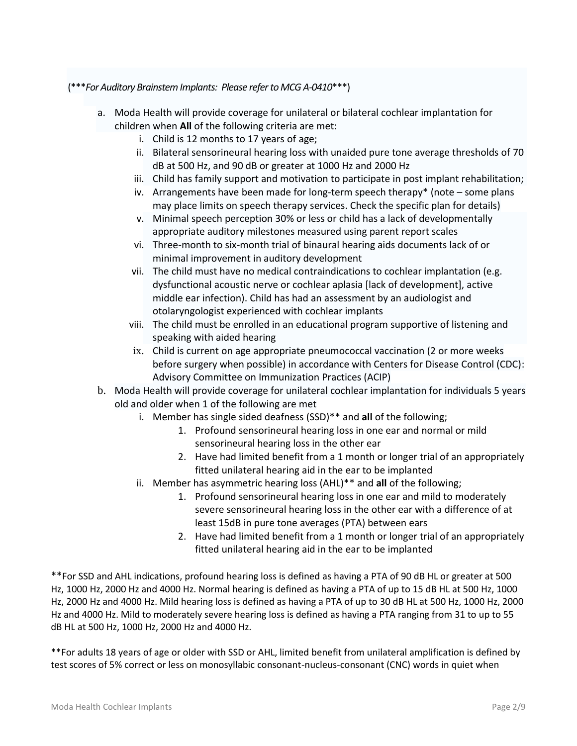(****For Auditory Brainstem Implants: Please refer to MCG A-0410****)

a. Moda Health will provide coverage for unilateral or bilateral cochlear implantation for children when **All** of the following criteria are met:
   i. Child is 12 months to 17 years of age;
   ii. Bilateral sensorineural hearing loss with unaided pure tone average thresholds of 70 dB at 500 Hz, and 90 dB or greater at 1000 Hz and 2000 Hz
   iii. Child has family support and motivation to participate in post implant rehabilitation;
   iv. Arrangements have been made for long-term speech therapy* (note – some plans may place limits on speech therapy services. Check the specific plan for details)
   v. Minimal speech perception 30% or less or child has a lack of developmentally appropriate auditory milestones measured using parent report scales
   vi. Three-month to six-month trial of binaural hearing aids documents lack of or minimal improvement in auditory development
   vii. The child must have no medical contraindications to cochlear implantation (e.g. dysfunctional acoustic nerve or cochlear aplasia [lack of development], active middle ear infection). Child has had an assessment by an audiologist and otolaryngologist experienced with cochlear implants
   viii. The child must be enrolled in an educational program supportive of listening and speaking with aided hearing
   ix. Child is current on age appropriate pneumococcal vaccination (2 or more weeks before surgery when possible) in accordance with Centers for Disease Control (CDC): Advisory Committee on Immunization Practices (ACIP)

b. Moda Health will provide coverage for unilateral cochlear implantation for individuals 5 years old and older when 1 of the following are met
   i. Member has single sided deafness (SSD)** and **all** of the following;
      1. Profound sensorineural hearing loss in one ear and normal or mild sensorineural hearing loss in the other ear
      2. Have had limited benefit from a 1 month or longer trial of an appropriately fitted unilateral hearing aid in the ear to be implanted
   ii. Member has asymmetric hearing loss (AHL)** and **all** of the following;
      1. Profound sensorineural hearing loss in one ear and mild to moderately severe sensorineural hearing loss in the other ear with a difference of at least 15dB in pure tone averages (PTA) between ears
      2. Have had limited benefit from a 1 month or longer trial of an appropriately fitted unilateral hearing aid in the ear to be implanted

**For SSD and AHL indications, profound hearing loss is defined as having a PTA of 90 dB HL or greater at 500 Hz, 1000 Hz, 2000 Hz and 4000 Hz. Normal hearing is defined as having a PTA of up to 15 dB HL at 500 Hz, 1000 Hz, 2000 Hz and 4000 Hz. Mild hearing loss is defined as having a PTA of up to 30 dB HL at 500 Hz, 1000 Hz, 2000 Hz and 4000 Hz. Mild to moderately severe hearing loss is defined as having a PTA ranging from 31 to up to 55 dB HL at 500 Hz, 1000 Hz, 2000 Hz and 4000 Hz.

**For adults 18 years of age or older with SSD or AHL, limited benefit from unilateral amplification is defined by test scores of 5% correct or less on monosyllabic consonant-nucleus-consonant (CNC) words in quiet when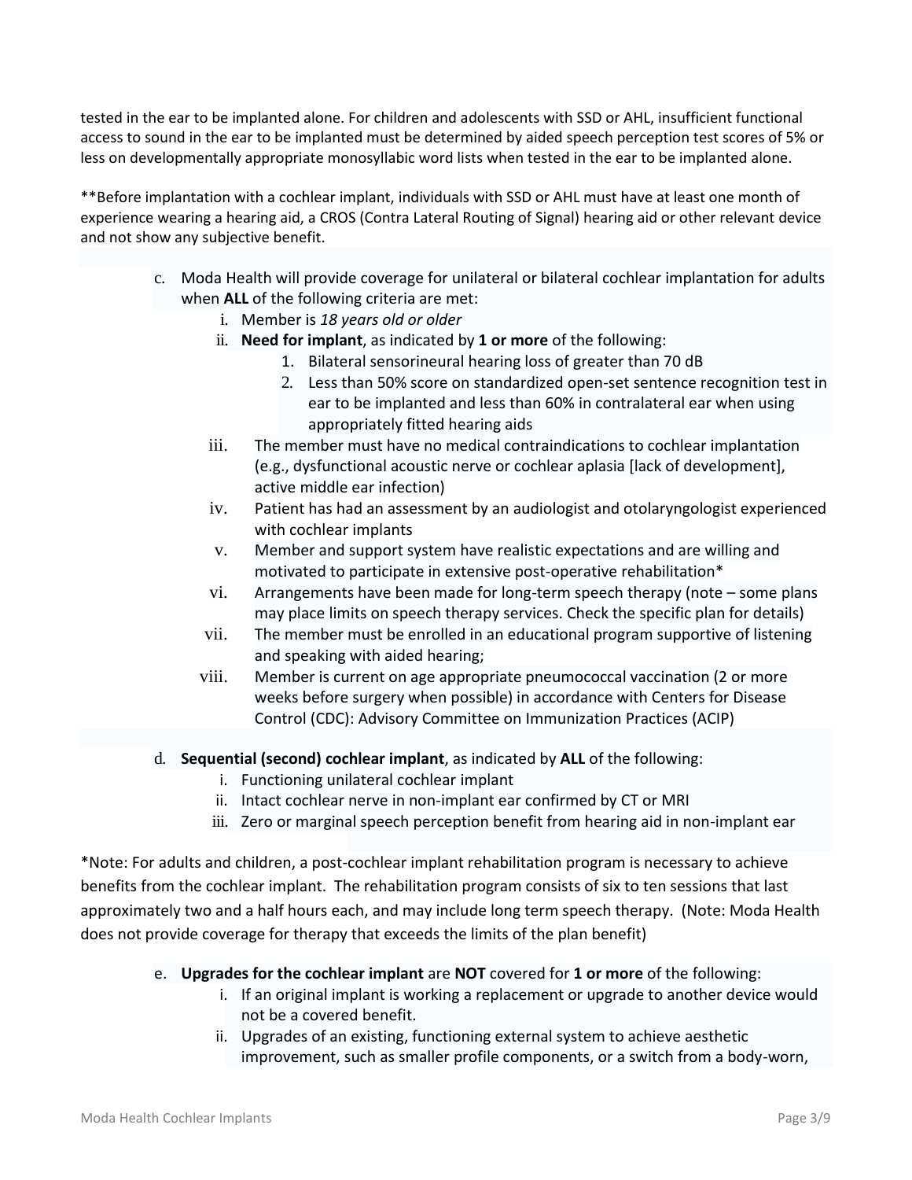tested in the ear to be implanted alone. For children and adolescents with SSD or AHL, insufficient functional access to sound in the ear to be implanted must be determined by aided speech perception test scores of 5% or less on developmentally appropriate monosyllabic word lists when tested in the ear to be implanted alone.

**Before implantation with a cochlear implant, individuals with SSD or AHL must have at least one month of experience wearing a hearing aid, a CROS (Contra Lateral Routing of Signal) hearing aid or other relevant device and not show any subjective benefit.

c. Moda Health will provide coverage for unilateral or bilateral cochlear implantation for adults when **ALL** of the following criteria are met:
    i. Member is *18 years old or older*
    ii. **Need for implant**, as indicated by **1 or more** of the following:
        1. Bilateral sensorineural hearing loss of greater than 70 dB
        2. Less than 50% score on standardized open-set sentence recognition test in ear to be implanted and less than 60% in contralateral ear when using appropriately fitted hearing aids
    iii. The member must have no medical contraindications to cochlear implantation (e.g., dysfunctional acoustic nerve or cochlear aplasia [lack of development], active middle ear infection)
    iv. Patient has had an assessment by an audiologist and otolaryngologist experienced with cochlear implants
    v. Member and support system have realistic expectations and are willing and motivated to participate in extensive post-operative rehabilitation*
    vi. Arrangements have been made for long-term speech therapy (note – some plans may place limits on speech therapy services. Check the specific plan for details)
    vii. The member must be enrolled in an educational program supportive of listening and speaking with aided hearing;
    viii. Member is current on age appropriate pneumococcal vaccination (2 or more weeks before surgery when possible) in accordance with Centers for Disease Control (CDC): Advisory Committee on Immunization Practices (ACIP)

d. **Sequential (second) cochlear implant**, as indicated by **ALL** of the following:
    i. Functioning unilateral cochlear implant
    ii. Intact cochlear nerve in non-implant ear confirmed by CT or MRI
    iii. Zero or marginal speech perception benefit from hearing aid in non-implant ear

*Note: For adults and children, a post-cochlear implant rehabilitation program is necessary to achieve benefits from the cochlear implant. The rehabilitation program consists of six to ten sessions that last approximately two and a half hours each, and may include long term speech therapy. (Note: Moda Health does not provide coverage for therapy that exceeds the limits of the plan benefit)

e. **Upgrades for the cochlear implant** are **NOT** covered for **1 or more** of the following:
    i. If an original implant is working a replacement or upgrade to another device would not be a covered benefit.
    ii. Upgrades of an existing, functioning external system to achieve aesthetic improvement, such as smaller profile components, or a switch from a body-worn,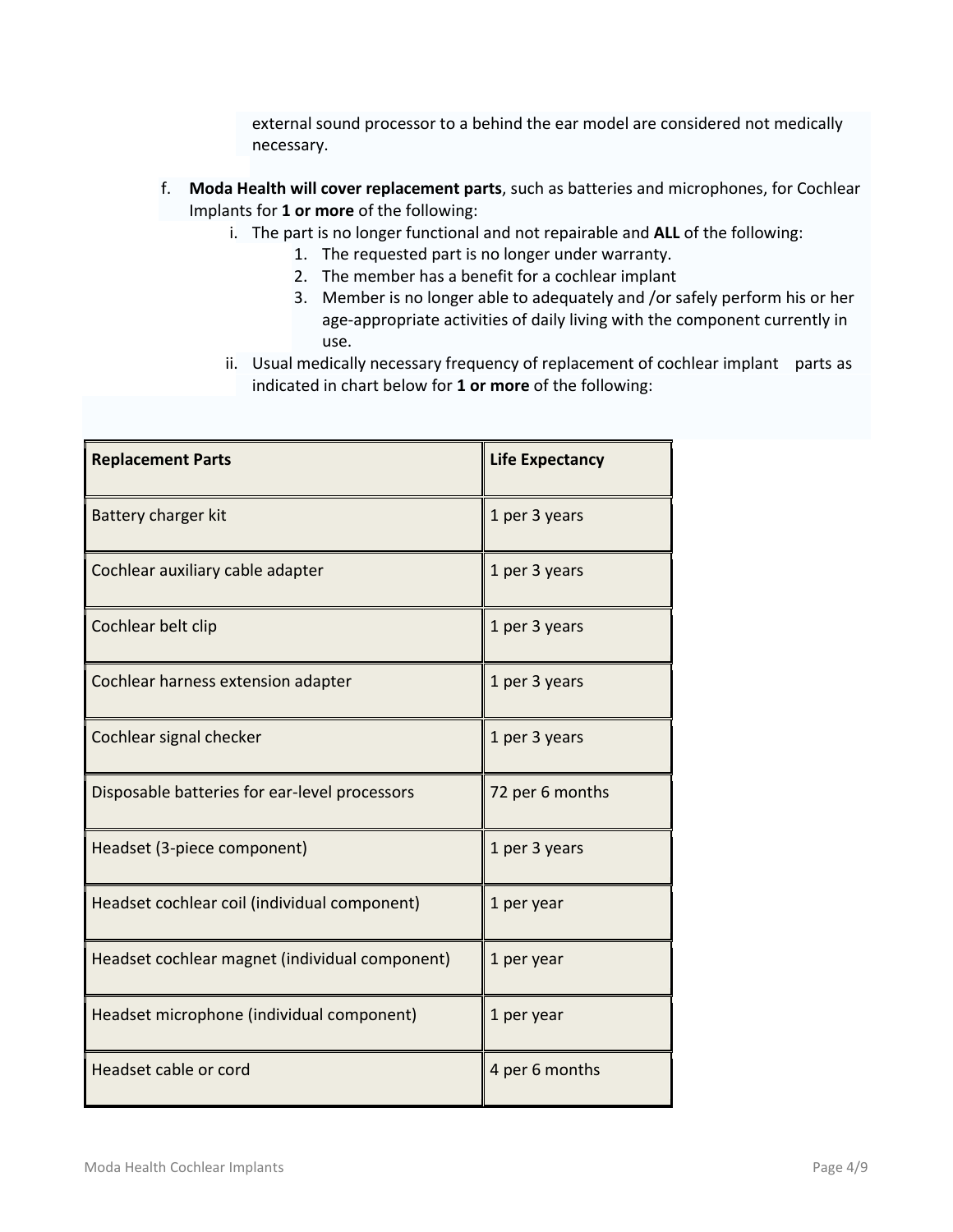external sound processor to a behind the ear model are considered not medically necessary.

f. **Moda Health will cover replacement parts**, such as batteries and microphones, for Cochlear Implants for **1 or more** of the following:
   i. The part is no longer functional and not repairable and **ALL** of the following:
      1. The requested part is no longer under warranty.
      2. The member has a benefit for a cochlear implant
      3. Member is no longer able to adequately and /or safely perform his or her age-appropriate activities of daily living with the component currently in use.
   ii. Usual medically necessary frequency of replacement of cochlear implant parts as indicated in chart below for **1 or more** of the following:

| **Replacement Parts** | **Life Expectancy** |
|---|---|
| Battery charger kit | 1 per 3 years |
| Cochlear auxiliary cable adapter | 1 per 3 years |
| Cochlear belt clip | 1 per 3 years |
| Cochlear harness extension adapter | 1 per 3 years |
| Cochlear signal checker | 1 per 3 years |
| Disposable batteries for ear-level processors | 72 per 6 months |
| Headset (3-piece component) | 1 per 3 years |
| Headset cochlear coil (individual component) | 1 per year |
| Headset cochlear magnet (individual component) | 1 per year |
| Headset microphone (individual component) | 1 per year |
| Headset cable or cord | 4 per 6 months |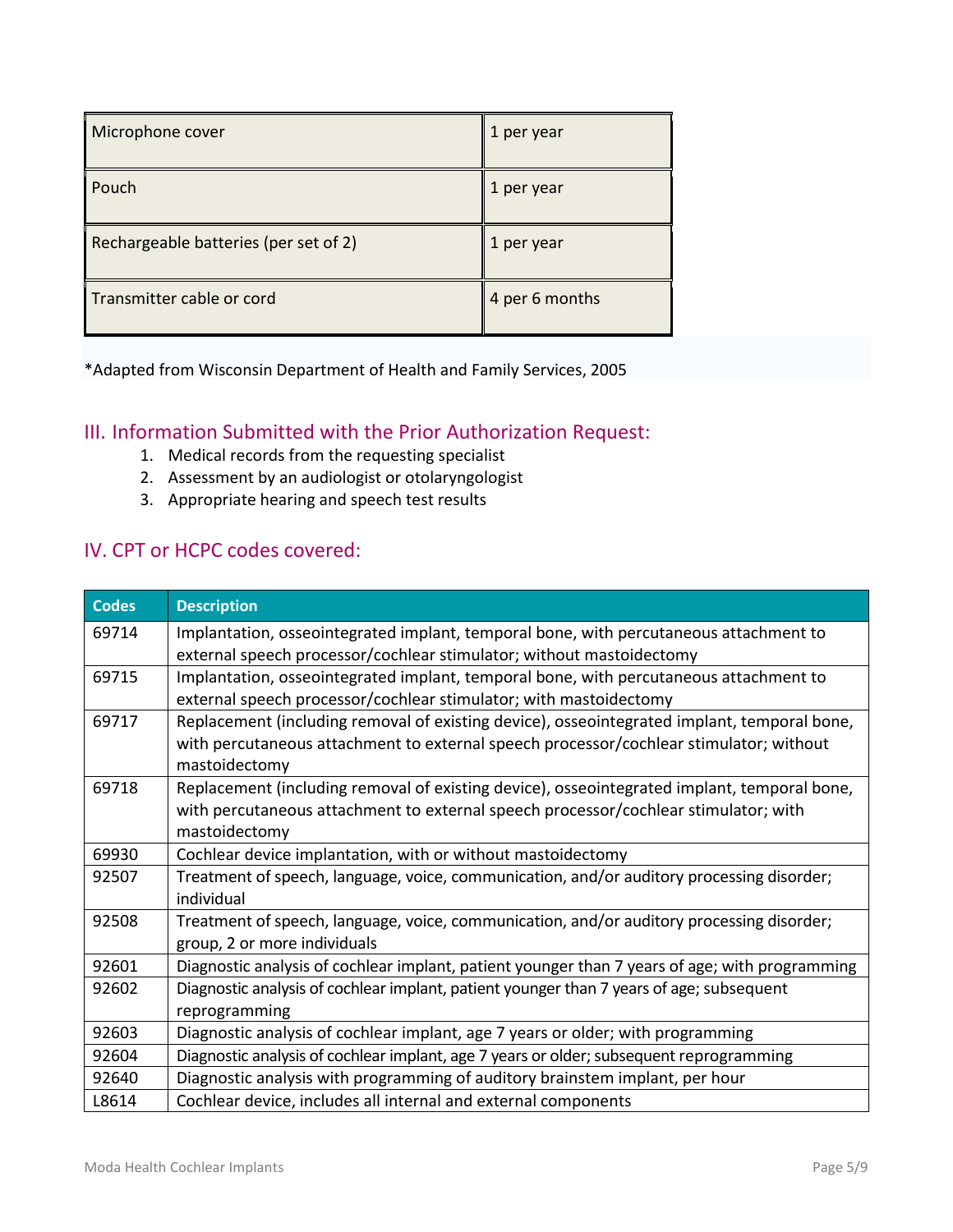| Microphone cover | 1 per year |
|---|---|
| Pouch | 1 per year |
| Rechargeable batteries (per set of 2) | 1 per year |
| Transmitter cable or cord | 4 per 6 months |

*Adapted from Wisconsin Department of Health and Family Services, 2005

## III. Information Submitted with the Prior Authorization Request:

1. Medical records from the requesting specialist
2. Assessment by an audiologist or otolaryngologist
3. Appropriate hearing and speech test results

## IV. CPT or HCPC codes covered:

| Codes | Description |
|---|---|
| 69714 | Implantation, osseointegrated implant, temporal bone, with percutaneous attachment to external speech processor/cochlear stimulator; without mastoidectomy |
| 69715 | Implantation, osseointegrated implant, temporal bone, with percutaneous attachment to external speech processor/cochlear stimulator; with mastoidectomy |
| 69717 | Replacement (including removal of existing device), osseointegrated implant, temporal bone, with percutaneous attachment to external speech processor/cochlear stimulator; without mastoidectomy |
| 69718 | Replacement (including removal of existing device), osseointegrated implant, temporal bone, with percutaneous attachment to external speech processor/cochlear stimulator; with mastoidectomy |
| 69930 | Cochlear device implantation, with or without mastoidectomy |
| 92507 | Treatment of speech, language, voice, communication, and/or auditory processing disorder; individual |
| 92508 | Treatment of speech, language, voice, communication, and/or auditory processing disorder; group, 2 or more individuals |
| 92601 | Diagnostic analysis of cochlear implant, patient younger than 7 years of age; with programming |
| 92602 | Diagnostic analysis of cochlear implant, patient younger than 7 years of age; subsequent reprogramming |
| 92603 | Diagnostic analysis of cochlear implant, age 7 years or older; with programming |
| 92604 | Diagnostic analysis of cochlear implant, age 7 years or older; subsequent reprogramming |
| 92640 | Diagnostic analysis with programming of auditory brainstem implant, per hour |
| L8614 | Cochlear device, includes all internal and external components |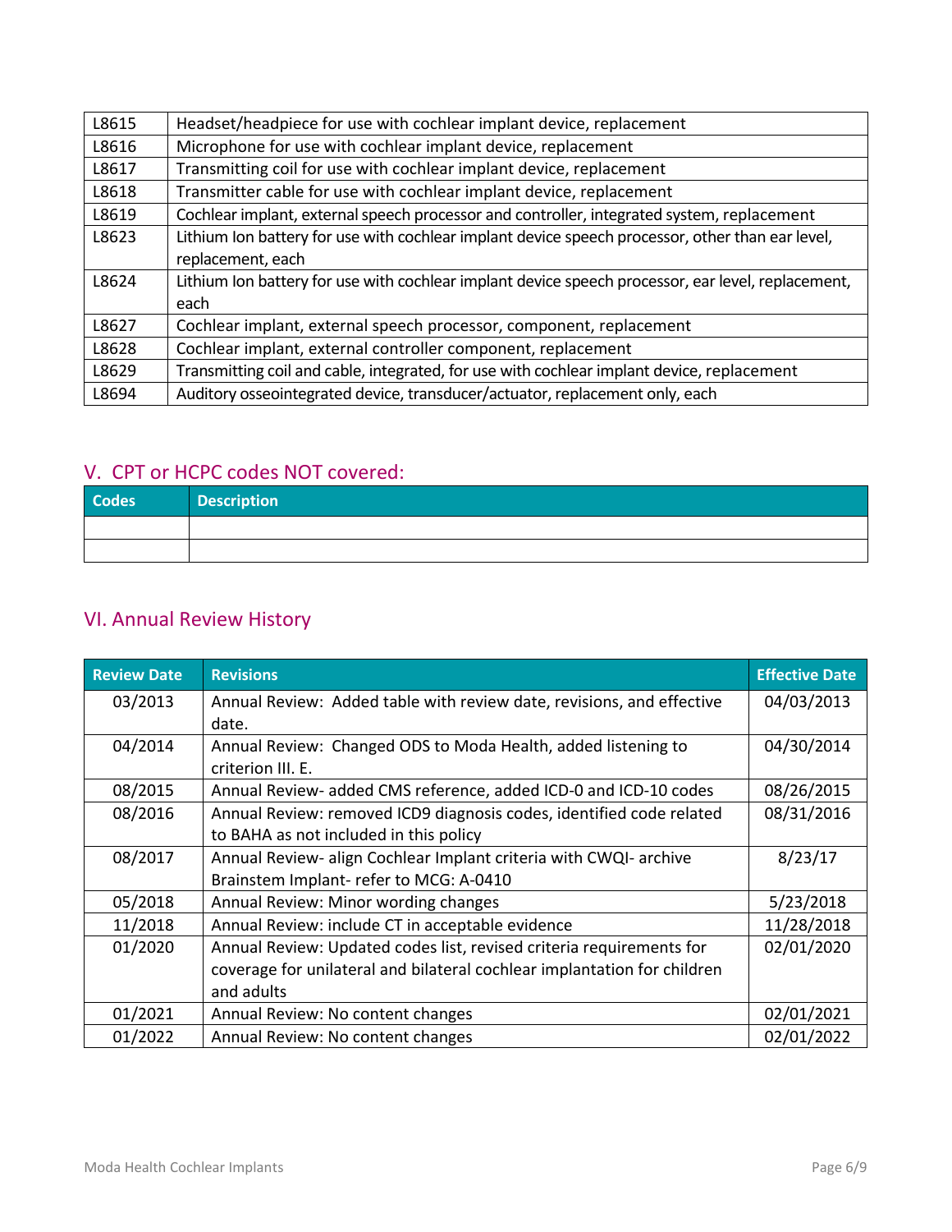| | |
|---|---|
| L8615 | Headset/headpiece for use with cochlear implant device, replacement |
| L8616 | Microphone for use with cochlear implant device, replacement |
| L8617 | Transmitting coil for use with cochlear implant device, replacement |
| L8618 | Transmitter cable for use with cochlear implant device, replacement |
| L8619 | Cochlear implant, external speech processor and controller, integrated system, replacement |
| L8623 | Lithium Ion battery for use with cochlear implant device speech processor, other than ear level, replacement, each |
| L8624 | Lithium Ion battery for use with cochlear implant device speech processor, ear level, replacement, each |
| L8627 | Cochlear implant, external speech processor, component, replacement |
| L8628 | Cochlear implant, external controller component, replacement |
| L8629 | Transmitting coil and cable, integrated, for use with cochlear implant device, replacement |
| L8694 | Auditory osseointegrated device, transducer/actuator, replacement only, each |

## V. CPT or HCPC codes NOT covered:

| Codes | Description |
|---|---|
| | |
| | |

## VI. Annual Review History

| Review Date | Revisions | Effective Date |
|---|---|---|
| 03/2013 | Annual Review: Added table with review date, revisions, and effective date. | 04/03/2013 |
| 04/2014 | Annual Review: Changed ODS to Moda Health, added listening to criterion III. E. | 04/30/2014 |
| 08/2015 | Annual Review- added CMS reference, added ICD-0 and ICD-10 codes | 08/26/2015 |
| 08/2016 | Annual Review: removed ICD9 diagnosis codes, identified code related to BAHA as not included in this policy | 08/31/2016 |
| 08/2017 | Annual Review- align Cochlear Implant criteria with CWQI- archive Brainstem Implant- refer to MCG: A-0410 | 8/23/17 |
| 05/2018 | Annual Review: Minor wording changes | 5/23/2018 |
| 11/2018 | Annual Review: include CT in acceptable evidence | 11/28/2018 |
| 01/2020 | Annual Review: Updated codes list, revised criteria requirements for coverage for unilateral and bilateral cochlear implantation for children and adults | 02/01/2020 |
| 01/2021 | Annual Review: No content changes | 02/01/2021 |
| 01/2022 | Annual Review: No content changes | 02/01/2022 |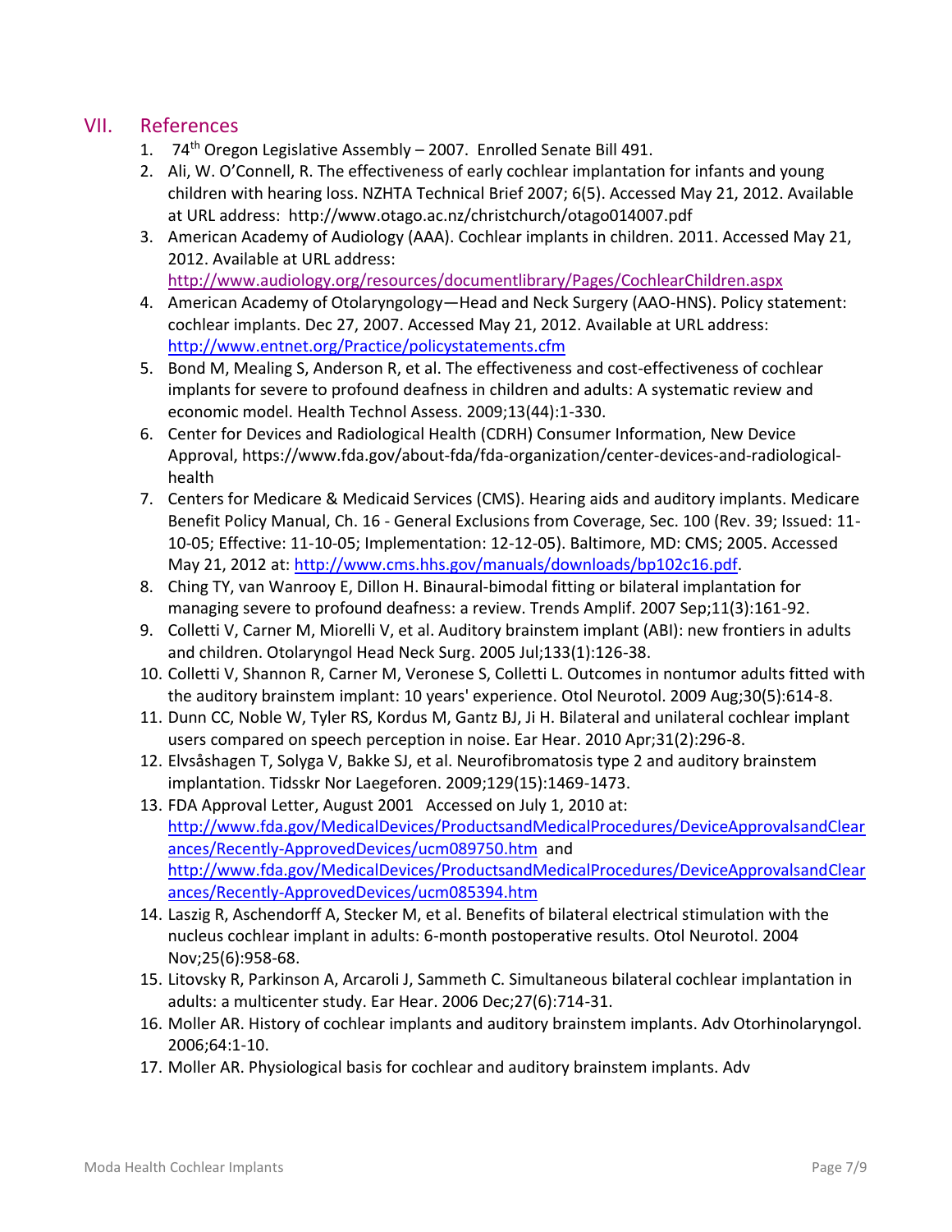## VII. References

1. 74th Oregon Legislative Assembly – 2007. Enrolled Senate Bill 491.
2. Ali, W. O'Connell, R. The effectiveness of early cochlear implantation for infants and young children with hearing loss. NZHTA Technical Brief 2007; 6(5). Accessed May 21, 2012. Available at URL address: http://www.otago.ac.nz/christchurch/otago014007.pdf
3. American Academy of Audiology (AAA). Cochlear implants in children. 2011. Accessed May 21, 2012. Available at URL address: http://www.audiology.org/resources/documentlibrary/Pages/CochlearChildren.aspx
4. American Academy of Otolaryngology—Head and Neck Surgery (AAO-HNS). Policy statement: cochlear implants. Dec 27, 2007. Accessed May 21, 2012. Available at URL address: http://www.entnet.org/Practice/policystatements.cfm
5. Bond M, Mealing S, Anderson R, et al. The effectiveness and cost-effectiveness of cochlear implants for severe to profound deafness in children and adults: A systematic review and economic model. Health Technol Assess. 2009;13(44):1-330.
6. Center for Devices and Radiological Health (CDRH) Consumer Information, New Device Approval, https://www.fda.gov/about-fda/fda-organization/center-devices-and-radiological-health
7. Centers for Medicare & Medicaid Services (CMS). Hearing aids and auditory implants. Medicare Benefit Policy Manual, Ch. 16 - General Exclusions from Coverage, Sec. 100 (Rev. 39; Issued: 11-10-05; Effective: 11-10-05; Implementation: 12-12-05). Baltimore, MD: CMS; 2005. Accessed May 21, 2012 at: http://www.cms.hhs.gov/manuals/downloads/bp102c16.pdf.
8. Ching TY, van Wanrooy E, Dillon H. Binaural-bimodal fitting or bilateral implantation for managing severe to profound deafness: a review. Trends Amplif. 2007 Sep;11(3):161-92.
9. Colletti V, Carner M, Miorelli V, et al. Auditory brainstem implant (ABI): new frontiers in adults and children. Otolaryngol Head Neck Surg. 2005 Jul;133(1):126-38.
10. Colletti V, Shannon R, Carner M, Veronese S, Colletti L. Outcomes in nontumor adults fitted with the auditory brainstem implant: 10 years' experience. Otol Neurotol. 2009 Aug;30(5):614-8.
11. Dunn CC, Noble W, Tyler RS, Kordus M, Gantz BJ, Ji H. Bilateral and unilateral cochlear implant users compared on speech perception in noise. Ear Hear. 2010 Apr;31(2):296-8.
12. Elvsåshagen T, Solyga V, Bakke SJ, et al. Neurofibromatosis type 2 and auditory brainstem implantation. Tidsskr Nor Laegeforen. 2009;129(15):1469-1473.
13. FDA Approval Letter, August 2001 Accessed on July 1, 2010 at: http://www.fda.gov/MedicalDevices/ProductsandMedicalProcedures/DeviceApprovalsandClearances/Recently-ApprovedDevices/ucm089750.htm and http://www.fda.gov/MedicalDevices/ProductsandMedicalProcedures/DeviceApprovalsandClearances/Recently-ApprovedDevices/ucm085394.htm
14. Laszig R, Aschendorff A, Stecker M, et al. Benefits of bilateral electrical stimulation with the nucleus cochlear implant in adults: 6-month postoperative results. Otol Neurotol. 2004 Nov;25(6):958-68.
15. Litovsky R, Parkinson A, Arcaroli J, Sammeth C. Simultaneous bilateral cochlear implantation in adults: a multicenter study. Ear Hear. 2006 Dec;27(6):714-31.
16. Moller AR. History of cochlear implants and auditory brainstem implants. Adv Otorhinolaryngol. 2006;64:1-10.
17. Moller AR. Physiological basis for cochlear and auditory brainstem implants. Adv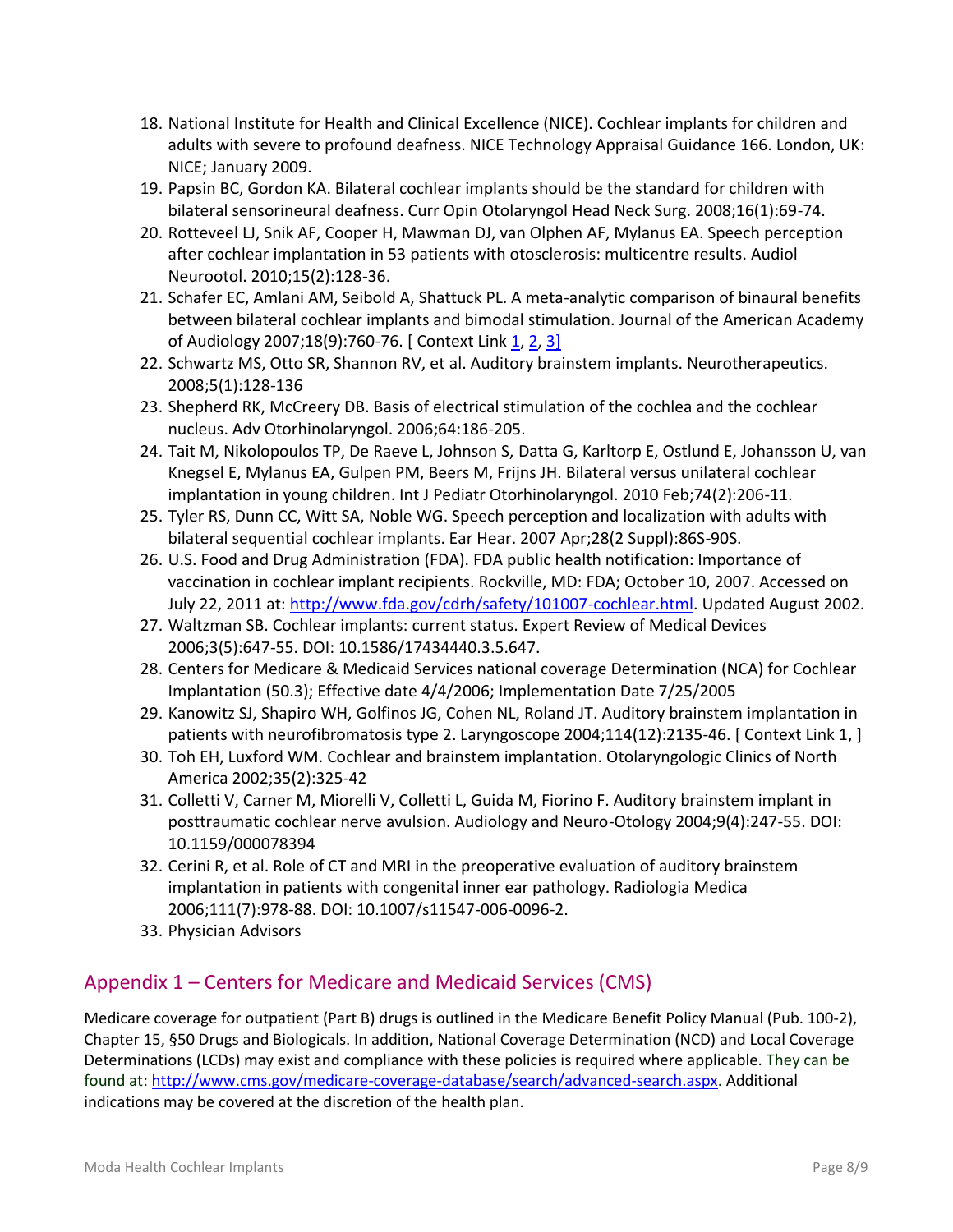18. National Institute for Health and Clinical Excellence (NICE). Cochlear implants for children and adults with severe to profound deafness. NICE Technology Appraisal Guidance 166. London, UK: NICE; January 2009.
19. Papsin BC, Gordon KA. Bilateral cochlear implants should be the standard for children with bilateral sensorineural deafness. Curr Opin Otolaryngol Head Neck Surg. 2008;16(1):69-74.
20. Rotteveel LJ, Snik AF, Cooper H, Mawman DJ, van Olphen AF, Mylanus EA. Speech perception after cochlear implantation in 53 patients with otosclerosis: multicentre results. Audiol Neurootol. 2010;15(2):128-36.
21. Schafer EC, Amlani AM, Seibold A, Shattuck PL. A meta-analytic comparison of binaural benefits between bilateral cochlear implants and bimodal stimulation. Journal of the American Academy of Audiology 2007;18(9):760-76. [ Context Link 1, 2, 3]
22. Schwartz MS, Otto SR, Shannon RV, et al. Auditory brainstem implants. Neurotherapeutics. 2008;5(1):128-136
23. Shepherd RK, McCreery DB. Basis of electrical stimulation of the cochlea and the cochlear nucleus. Adv Otorhinolaryngol. 2006;64:186-205.
24. Tait M, Nikolopoulos TP, De Raeve L, Johnson S, Datta G, Karltorp E, Ostlund E, Johansson U, van Knegsel E, Mylanus EA, Gulpen PM, Beers M, Frijns JH. Bilateral versus unilateral cochlear implantation in young children. Int J Pediatr Otorhinolaryngol. 2010 Feb;74(2):206-11.
25. Tyler RS, Dunn CC, Witt SA, Noble WG. Speech perception and localization with adults with bilateral sequential cochlear implants. Ear Hear. 2007 Apr;28(2 Suppl):86S-90S.
26. U.S. Food and Drug Administration (FDA). FDA public health notification: Importance of vaccination in cochlear implant recipients. Rockville, MD: FDA; October 10, 2007. Accessed on July 22, 2011 at: http://www.fda.gov/cdrh/safety/101007-cochlear.html. Updated August 2002.
27. Waltzman SB. Cochlear implants: current status. Expert Review of Medical Devices 2006;3(5):647-55. DOI: 10.1586/17434440.3.5.647.
28. Centers for Medicare & Medicaid Services national coverage Determination (NCA) for Cochlear Implantation (50.3); Effective date 4/4/2006; Implementation Date 7/25/2005
29. Kanowitz SJ, Shapiro WH, Golfinos JG, Cohen NL, Roland JT. Auditory brainstem implantation in patients with neurofibromatosis type 2. Laryngoscope 2004;114(12):2135-46. [ Context Link 1, ]
30. Toh EH, Luxford WM. Cochlear and brainstem implantation. Otolaryngologic Clinics of North America 2002;35(2):325-42
31. Colletti V, Carner M, Miorelli V, Colletti L, Guida M, Fiorino F. Auditory brainstem implant in posttraumatic cochlear nerve avulsion. Audiology and Neuro-Otology 2004;9(4):247-55. DOI: 10.1159/000078394
32. Cerini R, et al. Role of CT and MRI in the preoperative evaluation of auditory brainstem implantation in patients with congenital inner ear pathology. Radiologia Medica 2006;111(7):978-88. DOI: 10.1007/s11547-006-0096-2.
33. Physician Advisors

## Appendix 1 – Centers for Medicare and Medicaid Services (CMS)

Medicare coverage for outpatient (Part B) drugs is outlined in the Medicare Benefit Policy Manual (Pub. 100-2), Chapter 15, §50 Drugs and Biologicals. In addition, National Coverage Determination (NCD) and Local Coverage Determinations (LCDs) may exist and compliance with these policies is required where applicable. They can be found at: http://www.cms.gov/medicare-coverage-database/search/advanced-search.aspx. Additional indications may be covered at the discretion of the health plan.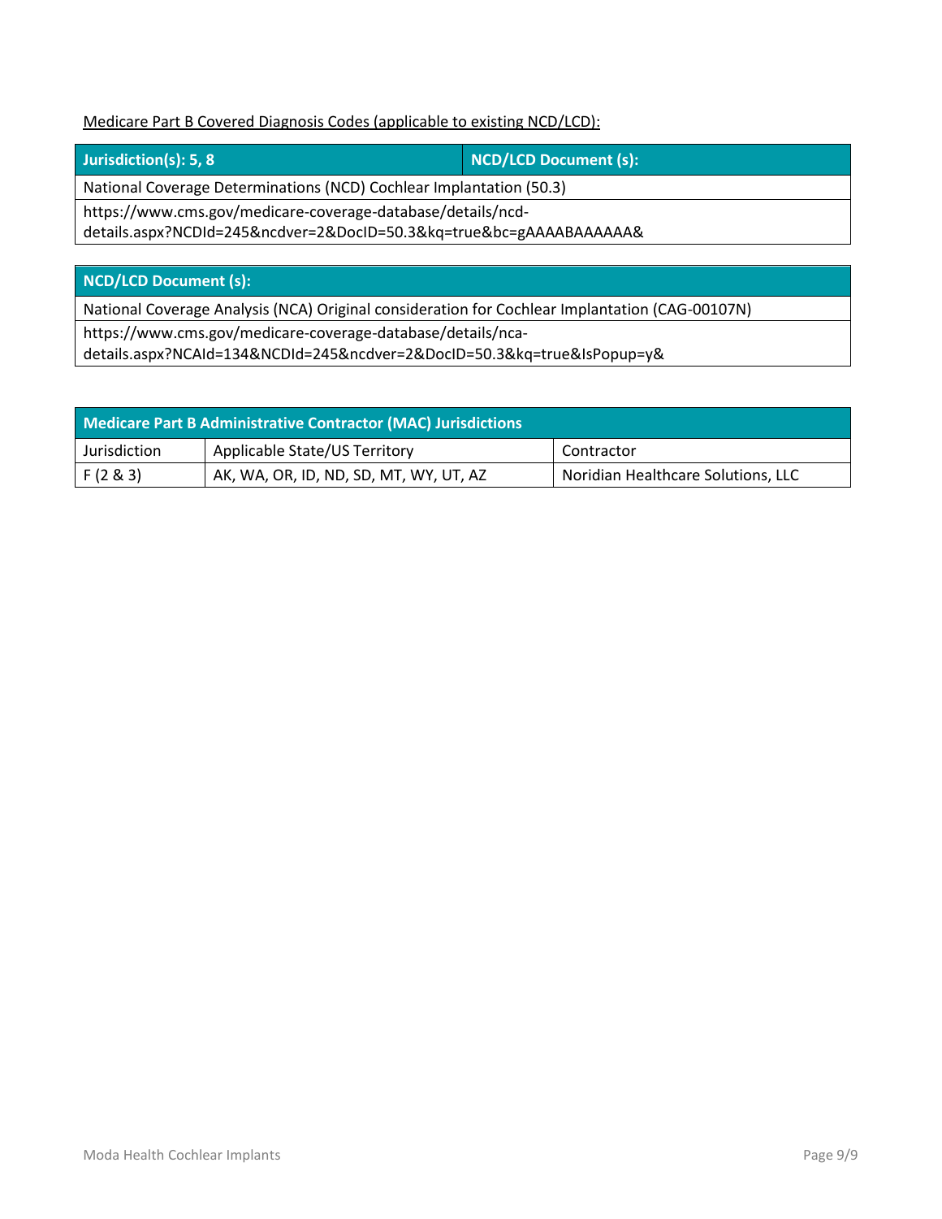Medicare Part B Covered Diagnosis Codes (applicable to existing NCD/LCD):

| Jurisdiction(s): 5, 8 | NCD/LCD Document (s): |
| --- | --- |
| National Coverage Determinations (NCD) Cochlear Implantation (50.3) | |
| https://www.cms.gov/medicare-coverage-database/details/ncd-details.aspx?NCDId=245&ncdver=2&DocID=50.3&kq=true&bc=gAAAABAAAAAA& | |

| NCD/LCD Document (s): |
| --- |
| National Coverage Analysis (NCA) Original consideration for Cochlear Implantation (CAG-00107N) |
| https://www.cms.gov/medicare-coverage-database/details/nca-details.aspx?NCAId=134&NCDId=245&ncdver=2&DocID=50.3&kq=true&IsPopup=y& |

| Medicare Part B Administrative Contractor (MAC) Jurisdictions | | |
| --- | --- | --- |
| Jurisdiction | Applicable State/US Territory | Contractor |
| F (2 & 3) | AK, WA, OR, ID, ND, SD, MT, WY, UT, AZ | Noridian Healthcare Solutions, LLC |